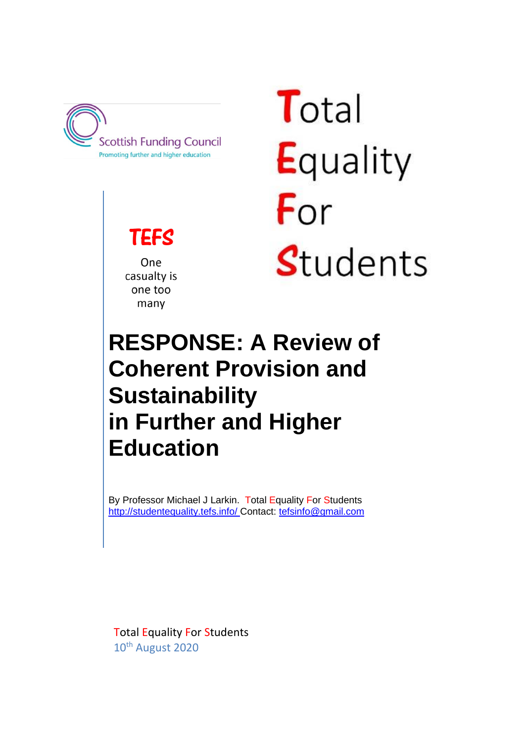Scottish Funding Council

Promoting further and higher education

Total

Equality

For

Students

**TEFS**

One casualty is one too many

# RESPONSE: A Review of Coherent Provision and Sustainability in Further and Higher Education

By Professor Michael J Larkin. Total Equality For Students
http://studentequality.tefs.info/ Contact: tefsinfo@gmail.com

Total Equality For Students
10th August 2020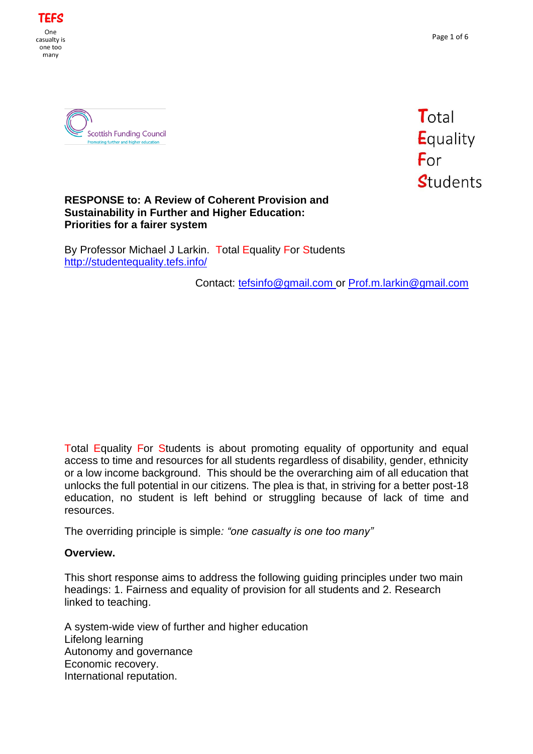**RESPONSE to: A Review of Coherent Provision and Sustainability in Further and Higher Education: Priorities for a fairer system**

By Professor Michael J Larkin. Total Equality For Students
http://studentequality.tefs.info/

Contact: tefsinfo@gmail.com or Prof.m.larkin@gmail.com

Total Equality For Students is about promoting equality of opportunity and equal access to time and resources for all students regardless of disability, gender, ethnicity or a low income background. This should be the overarching aim of all education that unlocks the full potential in our citizens. The plea is that, in striving for a better post-18 education, no student is left behind or struggling because of lack of time and resources.

The overriding principle is simple*: "one casualty is one too many"*

**Overview.**

This short response aims to address the following guiding principles under two main headings: 1. Fairness and equality of provision for all students and 2. Research linked to teaching.

A system-wide view of further and higher education
Lifelong learning
Autonomy and governance
Economic recovery.
International reputation.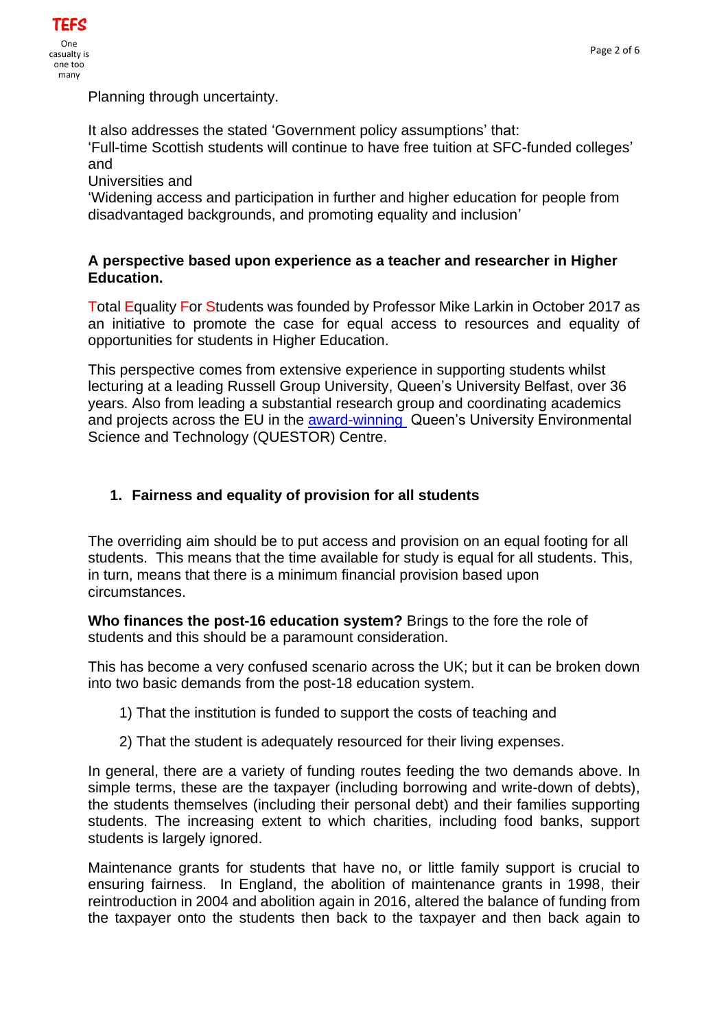Planning through uncertainty.

It also addresses the stated 'Government policy assumptions' that:
'Full-time Scottish students will continue to have free tuition at SFC-funded colleges' and
Universities and
'Widening access and participation in further and higher education for people from disadvantaged backgrounds, and promoting equality and inclusion'

**A perspective based upon experience as a teacher and researcher in Higher Education.**

Total Equality For Students was founded by Professor Mike Larkin in October 2017 as an initiative to promote the case for equal access to resources and equality of opportunities for students in Higher Education.

This perspective comes from extensive experience in supporting students whilst lecturing at a leading Russell Group University, Queen's University Belfast, over 36 years. Also from leading a substantial research group and coordinating academics and projects across the EU in the award-winning Queen's University Environmental Science and Technology (QUESTOR) Centre.

## 1. Fairness and equality of provision for all students

The overriding aim should be to put access and provision on an equal footing for all students. This means that the time available for study is equal for all students. This, in turn, means that there is a minimum financial provision based upon circumstances.

**Who finances the post-16 education system?** Brings to the fore the role of students and this should be a paramount consideration.

This has become a very confused scenario across the UK; but it can be broken down into two basic demands from the post-18 education system.

1) That the institution is funded to support the costs of teaching and

2) That the student is adequately resourced for their living expenses.

In general, there are a variety of funding routes feeding the two demands above. In simple terms, these are the taxpayer (including borrowing and write-down of debts), the students themselves (including their personal debt) and their families supporting students. The increasing extent to which charities, including food banks, support students is largely ignored.

Maintenance grants for students that have no, or little family support is crucial to ensuring fairness. In England, the abolition of maintenance grants in 1998, their reintroduction in 2004 and abolition again in 2016, altered the balance of funding from the taxpayer onto the students then back to the taxpayer and then back again to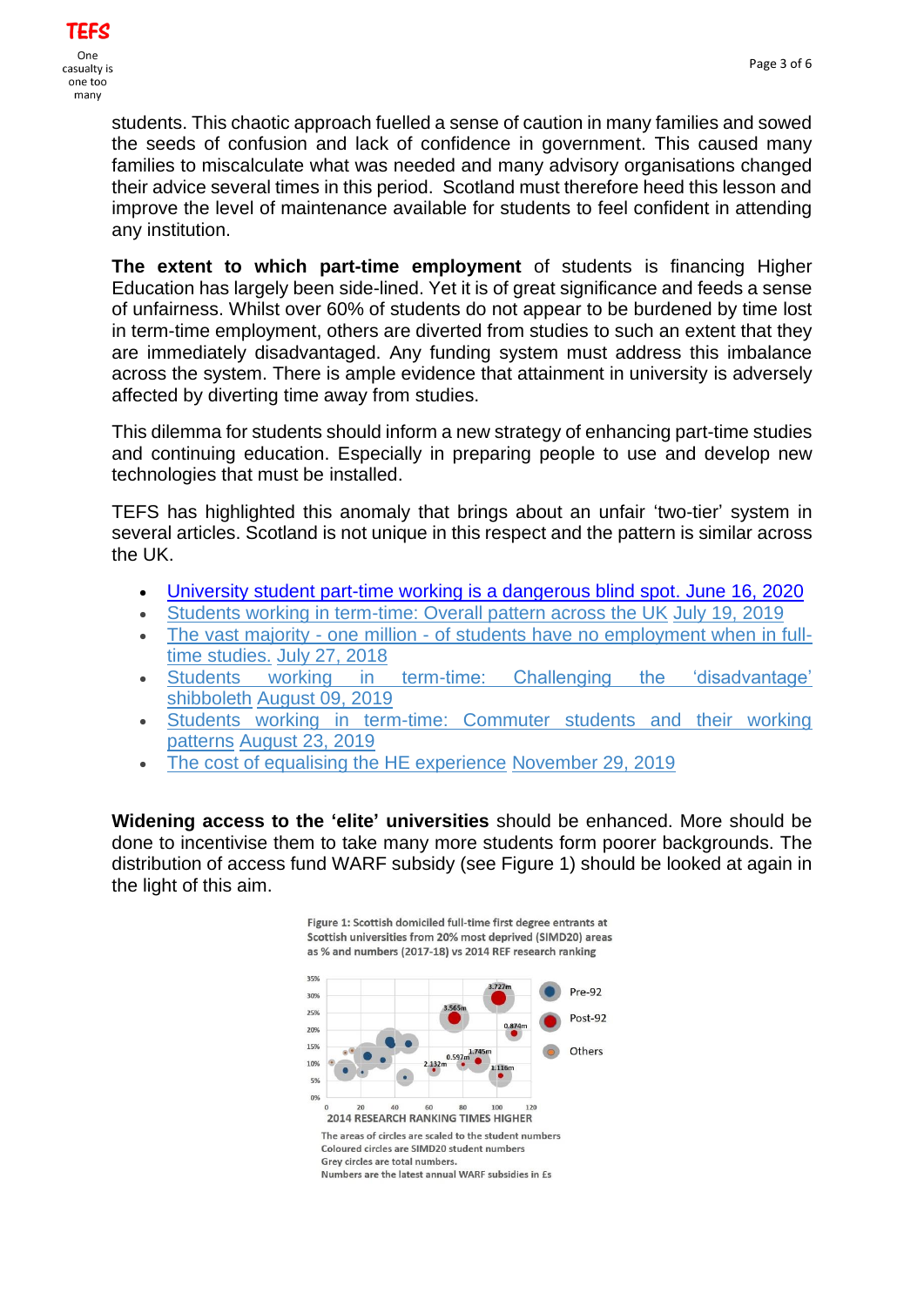students. This chaotic approach fuelled a sense of caution in many families and sowed the seeds of confusion and lack of confidence in government. This caused many families to miscalculate what was needed and many advisory organisations changed their advice several times in this period. Scotland must therefore heed this lesson and improve the level of maintenance available for students to feel confident in attending any institution.

**The extent to which part-time employment** of students is financing Higher Education has largely been side-lined. Yet it is of great significance and feeds a sense of unfairness. Whilst over 60% of students do not appear to be burdened by time lost in term-time employment, others are diverted from studies to such an extent that they are immediately disadvantaged. Any funding system must address this imbalance across the system. There is ample evidence that attainment in university is adversely affected by diverting time away from studies.

This dilemma for students should inform a new strategy of enhancing part-time studies and continuing education. Especially in preparing people to use and develop new technologies that must be installed.

TEFS has highlighted this anomaly that brings about an unfair 'two-tier' system in several articles. Scotland is not unique in this respect and the pattern is similar across the UK.

- University student part-time working is a dangerous blind spot. June 16, 2020
- Students working in term-time: Overall pattern across the UK July 19, 2019
- The vast majority - one million - of students have no employment when in full-time studies. July 27, 2018
- Students working in term-time: Challenging the 'disadvantage' shibboleth August 09, 2019
- Students working in term-time: Commuter students and their working patterns August 23, 2019
- The cost of equalising the HE experience November 29, 2019

**Widening access to the 'elite' universities** should be enhanced. More should be done to incentivise them to take many more students form poorer backgrounds. The distribution of access fund WARF subsidy (see Figure 1) should be looked at again in the light of this aim.

Figure 1: Scottish domiciled full-time first degree entrants at Scottish universities from 20% most deprived (SIMD20) areas as % and numbers (2017-18) vs 2014 REF research ranking

The areas of circles are scaled to the student numbers
Coloured circles are SIMD20 student numbers
Grey circles are total numbers.
Numbers are the latest annual WARF subsidies in £s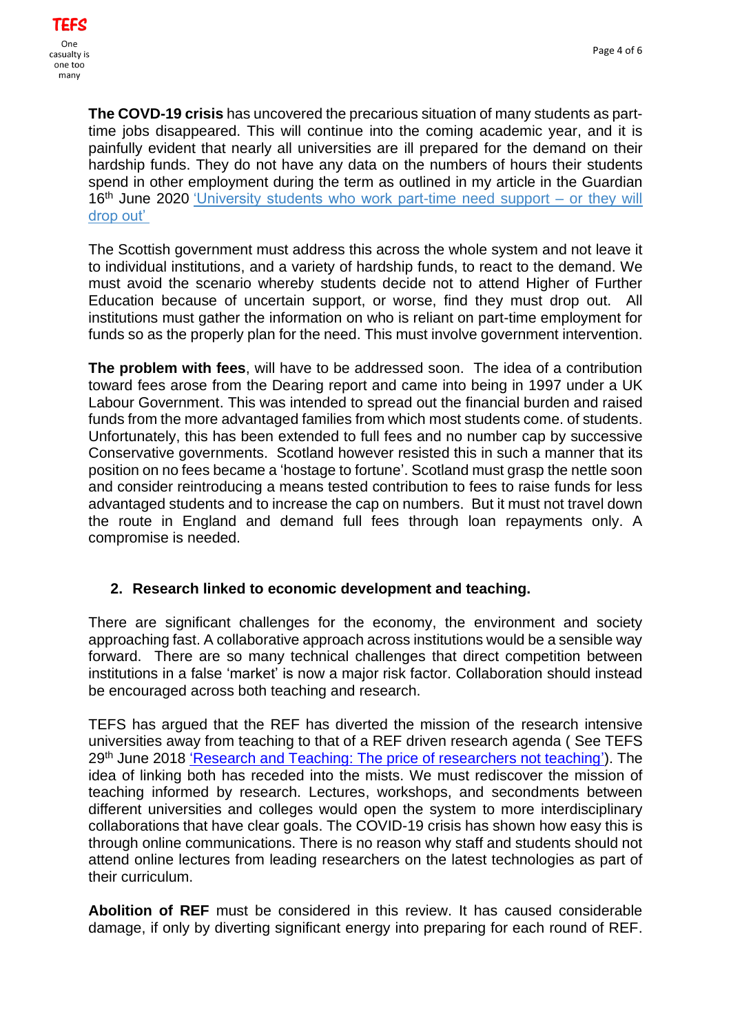**The COVD-19 crisis** has uncovered the precarious situation of many students as part-time jobs disappeared. This will continue into the coming academic year, and it is painfully evident that nearly all universities are ill prepared for the demand on their hardship funds. They do not have any data on the numbers of hours their students spend in other employment during the term as outlined in my article in the Guardian 16th June 2020 ['University students who work part-time need support – or they will drop out'](#)

The Scottish government must address this across the whole system and not leave it to individual institutions, and a variety of hardship funds, to react to the demand. We must avoid the scenario whereby students decide not to attend Higher of Further Education because of uncertain support, or worse, find they must drop out. All institutions must gather the information on who is reliant on part-time employment for funds so as the properly plan for the need. This must involve government intervention.

**The problem with fees**, will have to be addressed soon. The idea of a contribution toward fees arose from the Dearing report and came into being in 1997 under a UK Labour Government. This was intended to spread out the financial burden and raised funds from the more advantaged families from which most students come. of students. Unfortunately, this has been extended to full fees and no number cap by successive Conservative governments. Scotland however resisted this in such a manner that its position on no fees became a 'hostage to fortune'. Scotland must grasp the nettle soon and consider reintroducing a means tested contribution to fees to raise funds for less advantaged students and to increase the cap on numbers. But it must not travel down the route in England and demand full fees through loan repayments only. A compromise is needed.

## 2. Research linked to economic development and teaching.

There are significant challenges for the economy, the environment and society approaching fast. A collaborative approach across institutions would be a sensible way forward. There are so many technical challenges that direct competition between institutions in a false 'market' is now a major risk factor. Collaboration should instead be encouraged across both teaching and research.

TEFS has argued that the REF has diverted the mission of the research intensive universities away from teaching to that of a REF driven research agenda ( See TEFS 29th June 2018 ['Research and Teaching: The price of researchers not teaching'](#)). The idea of linking both has receded into the mists. We must rediscover the mission of teaching informed by research. Lectures, workshops, and secondments between different universities and colleges would open the system to more interdisciplinary collaborations that have clear goals. The COVID-19 crisis has shown how easy this is through online communications. There is no reason why staff and students should not attend online lectures from leading researchers on the latest technologies as part of their curriculum.

**Abolition of REF** must be considered in this review. It has caused considerable damage, if only by diverting significant energy into preparing for each round of REF.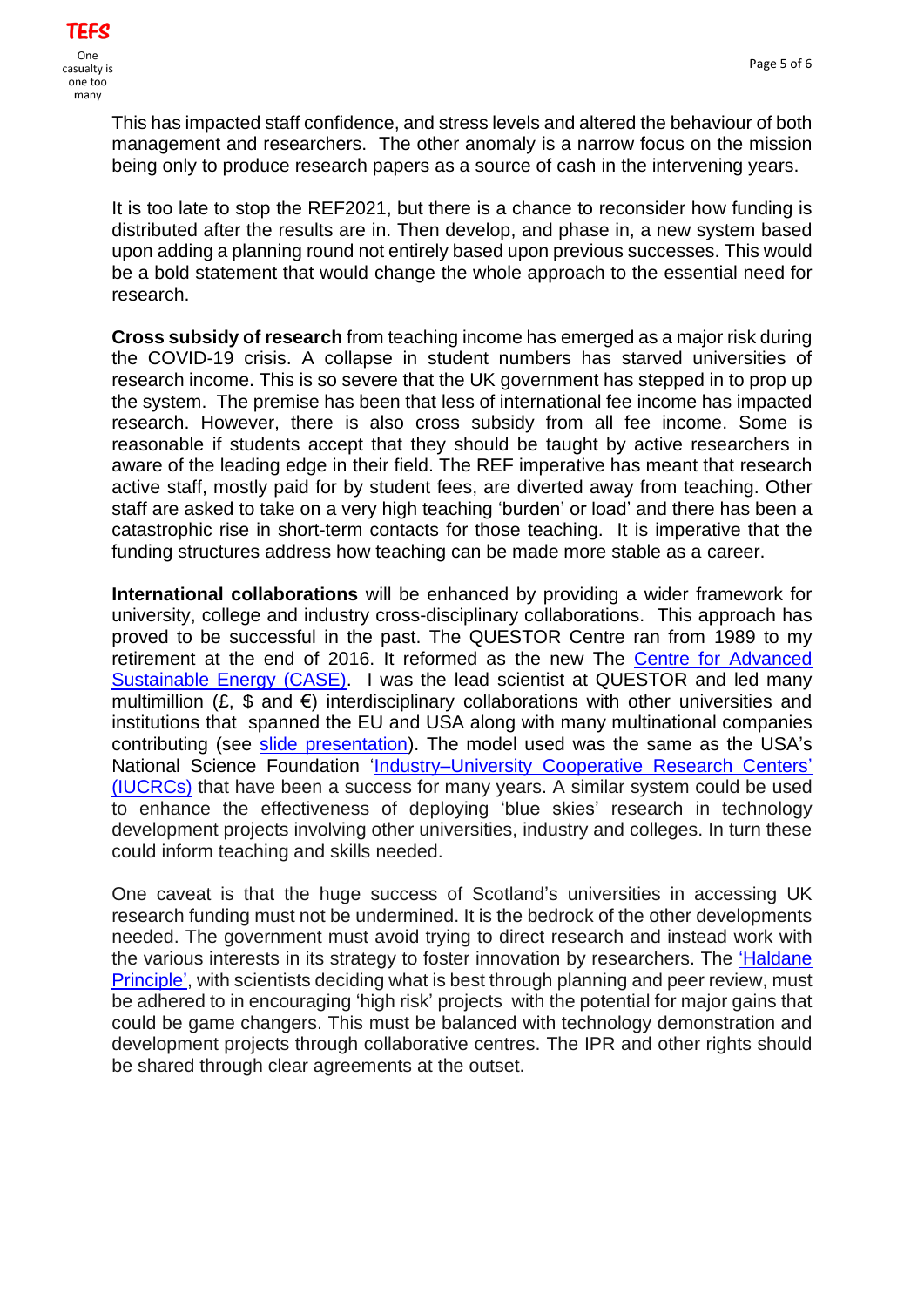This has impacted staff confidence, and stress levels and altered the behaviour of both management and researchers. The other anomaly is a narrow focus on the mission being only to produce research papers as a source of cash in the intervening years.

It is too late to stop the REF2021, but there is a chance to reconsider how funding is distributed after the results are in. Then develop, and phase in, a new system based upon adding a planning round not entirely based upon previous successes. This would be a bold statement that would change the whole approach to the essential need for research.

**Cross subsidy of research** from teaching income has emerged as a major risk during the COVID-19 crisis. A collapse in student numbers has starved universities of research income. This is so severe that the UK government has stepped in to prop up the system. The premise has been that less of international fee income has impacted research. However, there is also cross subsidy from all fee income. Some is reasonable if students accept that they should be taught by active researchers in aware of the leading edge in their field. The REF imperative has meant that research active staff, mostly paid for by student fees, are diverted away from teaching. Other staff are asked to take on a very high teaching 'burden' or load' and there has been a catastrophic rise in short-term contacts for those teaching. It is imperative that the funding structures address how teaching can be made more stable as a career.

**International collaborations** will be enhanced by providing a wider framework for university, college and industry cross-disciplinary collaborations. This approach has proved to be successful in the past. The QUESTOR Centre ran from 1989 to my retirement at the end of 2016. It reformed as the new The Centre for Advanced Sustainable Energy (CASE). I was the lead scientist at QUESTOR and led many multimillion (£, $ and €) interdisciplinary collaborations with other universities and institutions that spanned the EU and USA along with many multinational companies contributing (see slide presentation). The model used was the same as the USA's National Science Foundation 'Industry–University Cooperative Research Centers' (IUCRCs) that have been a success for many years. A similar system could be used to enhance the effectiveness of deploying 'blue skies' research in technology development projects involving other universities, industry and colleges. In turn these could inform teaching and skills needed.

One caveat is that the huge success of Scotland's universities in accessing UK research funding must not be undermined. It is the bedrock of the other developments needed. The government must avoid trying to direct research and instead work with the various interests in its strategy to foster innovation by researchers. The 'Haldane Principle', with scientists deciding what is best through planning and peer review, must be adhered to in encouraging 'high risk' projects with the potential for major gains that could be game changers. This must be balanced with technology demonstration and development projects through collaborative centres. The IPR and other rights should be shared through clear agreements at the outset.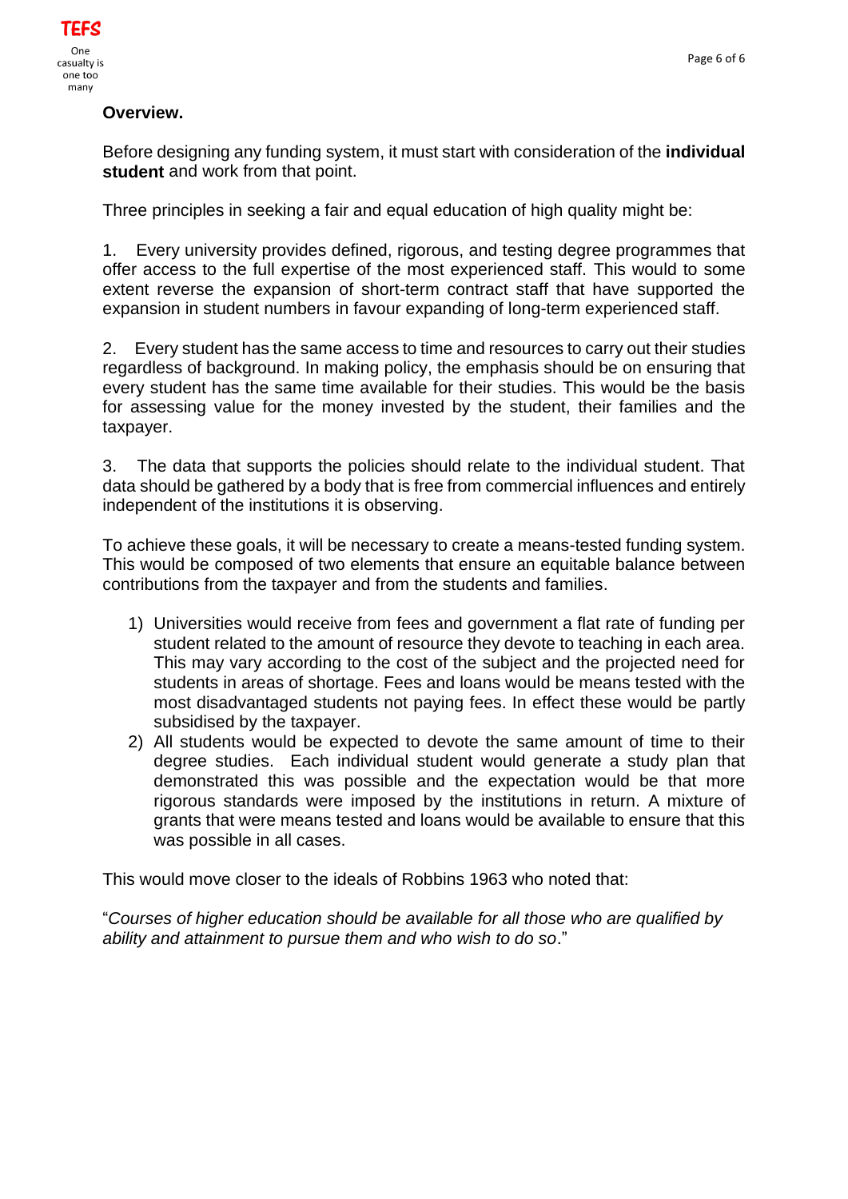**Overview.**

Before designing any funding system, it must start with consideration of the **individual student** and work from that point.

Three principles in seeking a fair and equal education of high quality might be:

1. Every university provides defined, rigorous, and testing degree programmes that offer access to the full expertise of the most experienced staff. This would to some extent reverse the expansion of short-term contract staff that have supported the expansion in student numbers in favour expanding of long-term experienced staff.

2. Every student has the same access to time and resources to carry out their studies regardless of background. In making policy, the emphasis should be on ensuring that every student has the same time available for their studies. This would be the basis for assessing value for the money invested by the student, their families and the taxpayer.

3. The data that supports the policies should relate to the individual student. That data should be gathered by a body that is free from commercial influences and entirely independent of the institutions it is observing.

To achieve these goals, it will be necessary to create a means-tested funding system. This would be composed of two elements that ensure an equitable balance between contributions from the taxpayer and from the students and families.

1) Universities would receive from fees and government a flat rate of funding per student related to the amount of resource they devote to teaching in each area. This may vary according to the cost of the subject and the projected need for students in areas of shortage. Fees and loans would be means tested with the most disadvantaged students not paying fees. In effect these would be partly subsidised by the taxpayer.
2) All students would be expected to devote the same amount of time to their degree studies. Each individual student would generate a study plan that demonstrated this was possible and the expectation would be that more rigorous standards were imposed by the institutions in return. A mixture of grants that were means tested and loans would be available to ensure that this was possible in all cases.

This would move closer to the ideals of Robbins 1963 who noted that:

"*Courses of higher education should be available for all those who are qualified by ability and attainment to pursue them and who wish to do so*."